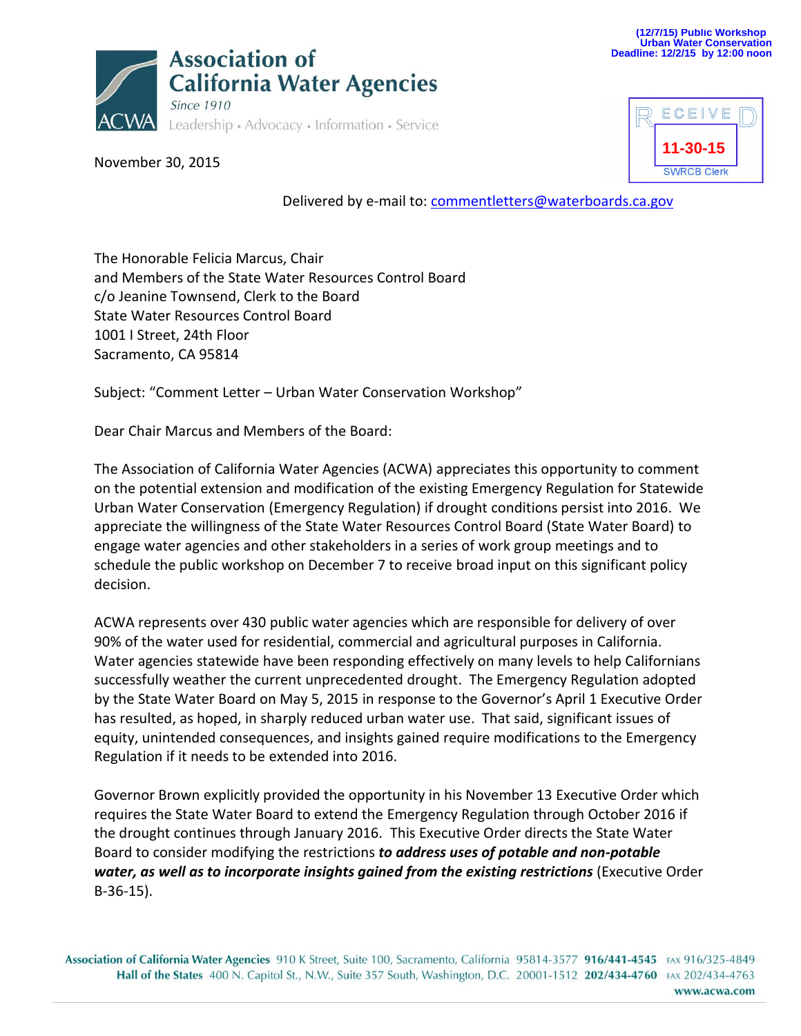(12/7/15) Public Workshop
Urban Water Conservation
Deadline: 12/2/15 by 12:00 noon

# Association of California Water Agencies

*Since 1910*

Leadership • Advocacy • Information • Service

RECEIVED
11-30-15
SWRCB Clerk

November 30, 2015

Delivered by e-mail to: commentletters@waterboards.ca.gov

The Honorable Felicia Marcus, Chair
and Members of the State Water Resources Control Board
c/o Jeanine Townsend, Clerk to the Board
State Water Resources Control Board
1001 I Street, 24th Floor
Sacramento, CA 95814

Subject: "Comment Letter – Urban Water Conservation Workshop"

Dear Chair Marcus and Members of the Board:

The Association of California Water Agencies (ACWA) appreciates this opportunity to comment on the potential extension and modification of the existing Emergency Regulation for Statewide Urban Water Conservation (Emergency Regulation) if drought conditions persist into 2016. We appreciate the willingness of the State Water Resources Control Board (State Water Board) to engage water agencies and other stakeholders in a series of work group meetings and to schedule the public workshop on December 7 to receive broad input on this significant policy decision.

ACWA represents over 430 public water agencies which are responsible for delivery of over 90% of the water used for residential, commercial and agricultural purposes in California. Water agencies statewide have been responding effectively on many levels to help Californians successfully weather the current unprecedented drought. The Emergency Regulation adopted by the State Water Board on May 5, 2015 in response to the Governor's April 1 Executive Order has resulted, as hoped, in sharply reduced urban water use. That said, significant issues of equity, unintended consequences, and insights gained require modifications to the Emergency Regulation if it needs to be extended into 2016.

Governor Brown explicitly provided the opportunity in his November 13 Executive Order which requires the State Water Board to extend the Emergency Regulation through October 2016 if the drought continues through January 2016. This Executive Order directs the State Water Board to consider modifying the restrictions ***to address uses of potable and non-potable water, as well as to incorporate insights gained from the existing restrictions*** (Executive Order B-36-15).

**Association of California Water Agencies** 910 K Street, Suite 100, Sacramento, California 95814-3577 **916/441-4545** FAX 916/325-4849
**Hall of the States** 400 N. Capitol St., N.W., Suite 357 South, Washington, D.C. 20001-1512 **202/434-4760** FAX 202/434-4763
**www.acwa.com**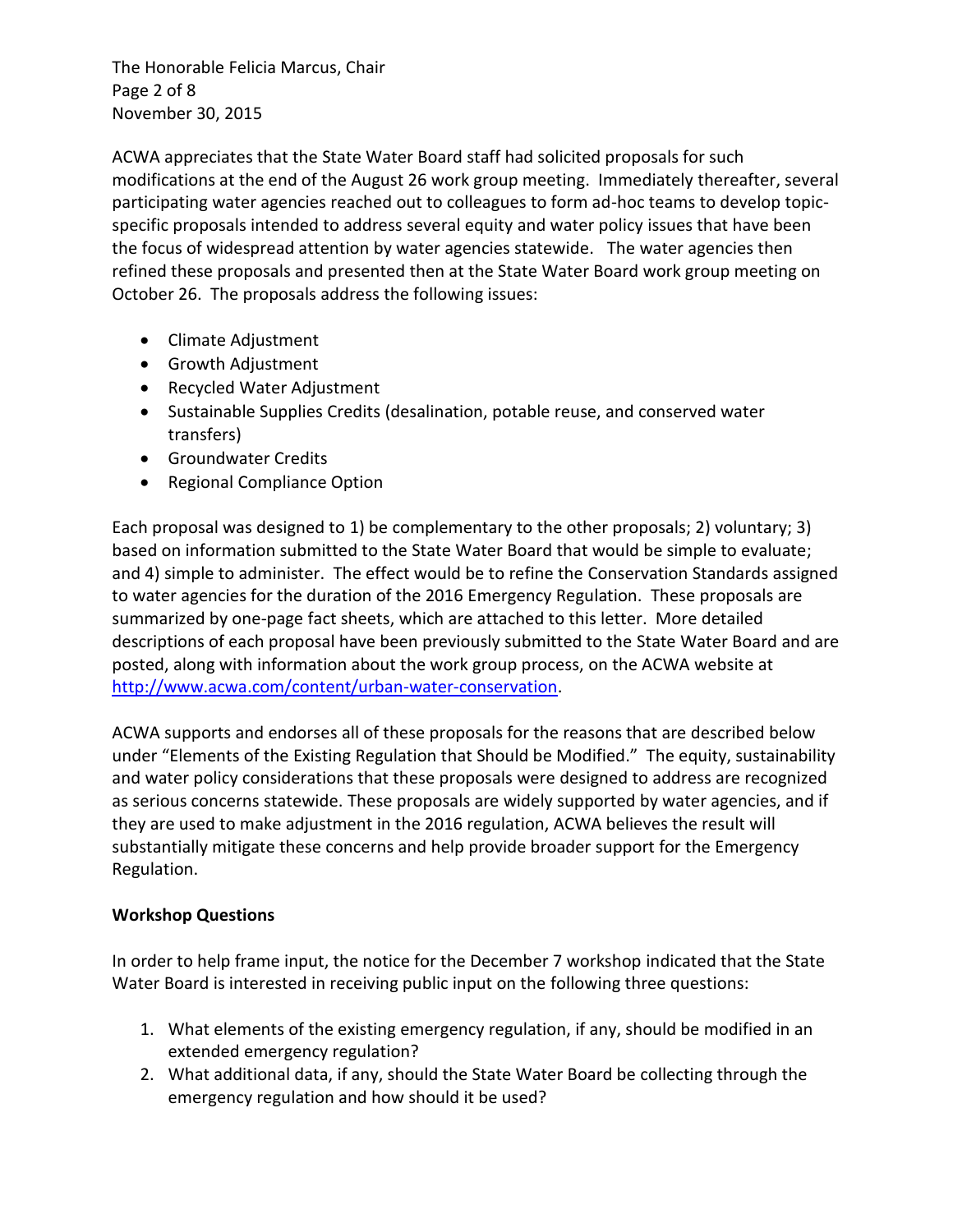ACWA appreciates that the State Water Board staff had solicited proposals for such modifications at the end of the August 26 work group meeting. Immediately thereafter, several participating water agencies reached out to colleagues to form ad-hoc teams to develop topic-specific proposals intended to address several equity and water policy issues that have been the focus of widespread attention by water agencies statewide. The water agencies then refined these proposals and presented then at the State Water Board work group meeting on October 26. The proposals address the following issues:

- Climate Adjustment
- Growth Adjustment
- Recycled Water Adjustment
- Sustainable Supplies Credits (desalination, potable reuse, and conserved water transfers)
- Groundwater Credits
- Regional Compliance Option

Each proposal was designed to 1) be complementary to the other proposals; 2) voluntary; 3) based on information submitted to the State Water Board that would be simple to evaluate; and 4) simple to administer. The effect would be to refine the Conservation Standards assigned to water agencies for the duration of the 2016 Emergency Regulation. These proposals are summarized by one-page fact sheets, which are attached to this letter. More detailed descriptions of each proposal have been previously submitted to the State Water Board and are posted, along with information about the work group process, on the ACWA website at [http://www.acwa.com/content/urban-water-conservation](http://www.acwa.com/content/urban-water-conservation).

ACWA supports and endorses all of these proposals for the reasons that are described below under "Elements of the Existing Regulation that Should be Modified." The equity, sustainability and water policy considerations that these proposals were designed to address are recognized as serious concerns statewide. These proposals are widely supported by water agencies, and if they are used to make adjustment in the 2016 regulation, ACWA believes the result will substantially mitigate these concerns and help provide broader support for the Emergency Regulation.

**Workshop Questions**

In order to help frame input, the notice for the December 7 workshop indicated that the State Water Board is interested in receiving public input on the following three questions:

1. What elements of the existing emergency regulation, if any, should be modified in an extended emergency regulation?
2. What additional data, if any, should the State Water Board be collecting through the emergency regulation and how should it be used?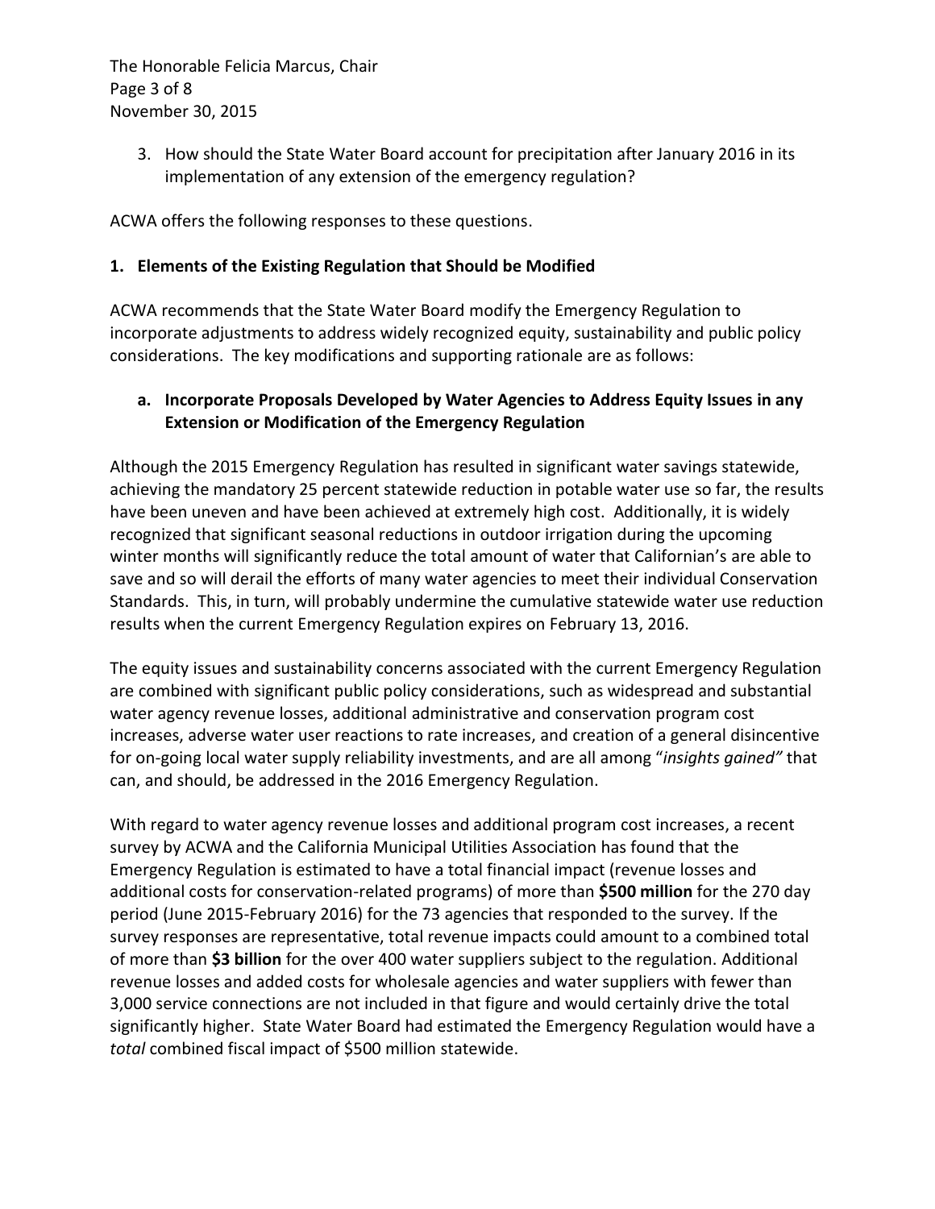3. How should the State Water Board account for precipitation after January 2016 in its implementation of any extension of the emergency regulation?

ACWA offers the following responses to these questions.

## 1. Elements of the Existing Regulation that Should be Modified

ACWA recommends that the State Water Board modify the Emergency Regulation to incorporate adjustments to address widely recognized equity, sustainability and public policy considerations. The key modifications and supporting rationale are as follows:

### a. Incorporate Proposals Developed by Water Agencies to Address Equity Issues in any Extension or Modification of the Emergency Regulation

Although the 2015 Emergency Regulation has resulted in significant water savings statewide, achieving the mandatory 25 percent statewide reduction in potable water use so far, the results have been uneven and have been achieved at extremely high cost. Additionally, it is widely recognized that significant seasonal reductions in outdoor irrigation during the upcoming winter months will significantly reduce the total amount of water that Californian's are able to save and so will derail the efforts of many water agencies to meet their individual Conservation Standards. This, in turn, will probably undermine the cumulative statewide water use reduction results when the current Emergency Regulation expires on February 13, 2016.

The equity issues and sustainability concerns associated with the current Emergency Regulation are combined with significant public policy considerations, such as widespread and substantial water agency revenue losses, additional administrative and conservation program cost increases, adverse water user reactions to rate increases, and creation of a general disincentive for on-going local water supply reliability investments, and are all among "*insights gained*" that can, and should, be addressed in the 2016 Emergency Regulation.

With regard to water agency revenue losses and additional program cost increases, a recent survey by ACWA and the California Municipal Utilities Association has found that the Emergency Regulation is estimated to have a total financial impact (revenue losses and additional costs for conservation-related programs) of more than **$500 million** for the 270 day period (June 2015-February 2016) for the 73 agencies that responded to the survey. If the survey responses are representative, total revenue impacts could amount to a combined total of more than **$3 billion** for the over 400 water suppliers subject to the regulation. Additional revenue losses and added costs for wholesale agencies and water suppliers with fewer than 3,000 service connections are not included in that figure and would certainly drive the total significantly higher. State Water Board had estimated the Emergency Regulation would have a *total* combined fiscal impact of $500 million statewide.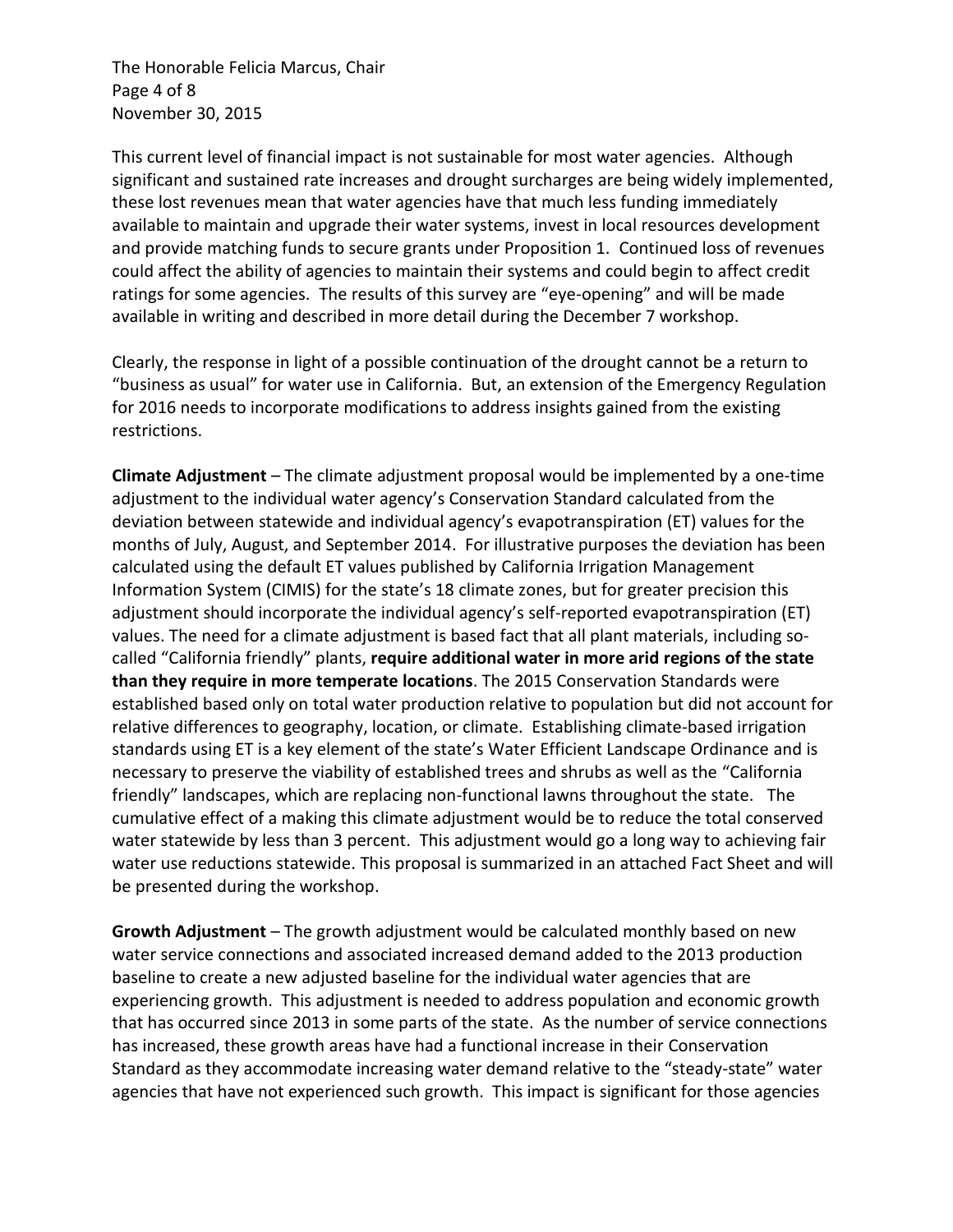This current level of financial impact is not sustainable for most water agencies. Although significant and sustained rate increases and drought surcharges are being widely implemented, these lost revenues mean that water agencies have that much less funding immediately available to maintain and upgrade their water systems, invest in local resources development and provide matching funds to secure grants under Proposition 1. Continued loss of revenues could affect the ability of agencies to maintain their systems and could begin to affect credit ratings for some agencies. The results of this survey are "eye-opening" and will be made available in writing and described in more detail during the December 7 workshop.

Clearly, the response in light of a possible continuation of the drought cannot be a return to "business as usual" for water use in California. But, an extension of the Emergency Regulation for 2016 needs to incorporate modifications to address insights gained from the existing restrictions.

**Climate Adjustment** – The climate adjustment proposal would be implemented by a one-time adjustment to the individual water agency's Conservation Standard calculated from the deviation between statewide and individual agency's evapotranspiration (ET) values for the months of July, August, and September 2014. For illustrative purposes the deviation has been calculated using the default ET values published by California Irrigation Management Information System (CIMIS) for the state's 18 climate zones, but for greater precision this adjustment should incorporate the individual agency's self-reported evapotranspiration (ET) values. The need for a climate adjustment is based fact that all plant materials, including so-called "California friendly" plants, **require additional water in more arid regions of the state than they require in more temperate locations**. The 2015 Conservation Standards were established based only on total water production relative to population but did not account for relative differences to geography, location, or climate. Establishing climate-based irrigation standards using ET is a key element of the state's Water Efficient Landscape Ordinance and is necessary to preserve the viability of established trees and shrubs as well as the "California friendly" landscapes, which are replacing non-functional lawns throughout the state. The cumulative effect of a making this climate adjustment would be to reduce the total conserved water statewide by less than 3 percent. This adjustment would go a long way to achieving fair water use reductions statewide. This proposal is summarized in an attached Fact Sheet and will be presented during the workshop.

**Growth Adjustment** – The growth adjustment would be calculated monthly based on new water service connections and associated increased demand added to the 2013 production baseline to create a new adjusted baseline for the individual water agencies that are experiencing growth. This adjustment is needed to address population and economic growth that has occurred since 2013 in some parts of the state. As the number of service connections has increased, these growth areas have had a functional increase in their Conservation Standard as they accommodate increasing water demand relative to the "steady-state" water agencies that have not experienced such growth. This impact is significant for those agencies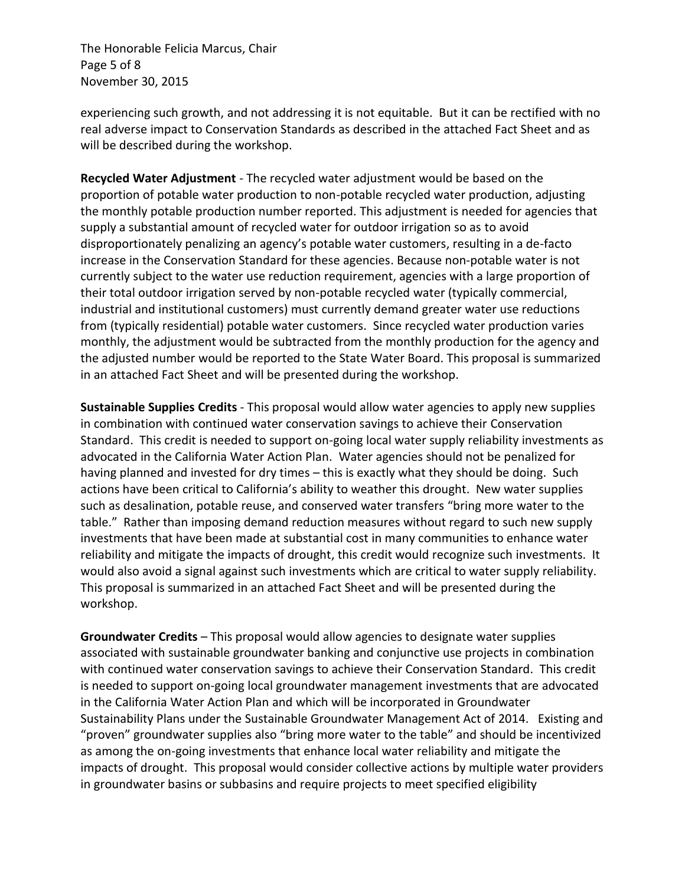experiencing such growth, and not addressing it is not equitable. But it can be rectified with no real adverse impact to Conservation Standards as described in the attached Fact Sheet and as will be described during the workshop.

**Recycled Water Adjustment** - The recycled water adjustment would be based on the proportion of potable water production to non-potable recycled water production, adjusting the monthly potable production number reported. This adjustment is needed for agencies that supply a substantial amount of recycled water for outdoor irrigation so as to avoid disproportionately penalizing an agency's potable water customers, resulting in a de-facto increase in the Conservation Standard for these agencies. Because non-potable water is not currently subject to the water use reduction requirement, agencies with a large proportion of their total outdoor irrigation served by non-potable recycled water (typically commercial, industrial and institutional customers) must currently demand greater water use reductions from (typically residential) potable water customers. Since recycled water production varies monthly, the adjustment would be subtracted from the monthly production for the agency and the adjusted number would be reported to the State Water Board. This proposal is summarized in an attached Fact Sheet and will be presented during the workshop.

**Sustainable Supplies Credits** - This proposal would allow water agencies to apply new supplies in combination with continued water conservation savings to achieve their Conservation Standard. This credit is needed to support on-going local water supply reliability investments as advocated in the California Water Action Plan. Water agencies should not be penalized for having planned and invested for dry times – this is exactly what they should be doing. Such actions have been critical to California's ability to weather this drought. New water supplies such as desalination, potable reuse, and conserved water transfers "bring more water to the table." Rather than imposing demand reduction measures without regard to such new supply investments that have been made at substantial cost in many communities to enhance water reliability and mitigate the impacts of drought, this credit would recognize such investments. It would also avoid a signal against such investments which are critical to water supply reliability. This proposal is summarized in an attached Fact Sheet and will be presented during the workshop.

**Groundwater Credits** – This proposal would allow agencies to designate water supplies associated with sustainable groundwater banking and conjunctive use projects in combination with continued water conservation savings to achieve their Conservation Standard. This credit is needed to support on-going local groundwater management investments that are advocated in the California Water Action Plan and which will be incorporated in Groundwater Sustainability Plans under the Sustainable Groundwater Management Act of 2014. Existing and "proven" groundwater supplies also "bring more water to the table" and should be incentivized as among the on-going investments that enhance local water reliability and mitigate the impacts of drought. This proposal would consider collective actions by multiple water providers in groundwater basins or subbasins and require projects to meet specified eligibility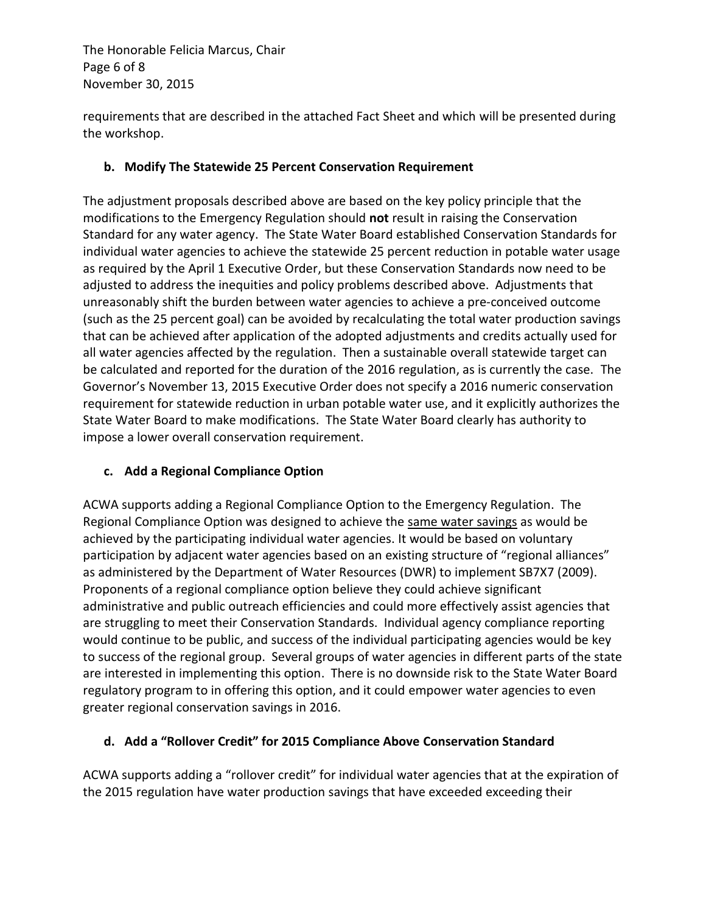requirements that are described in the attached Fact Sheet and which will be presented during the workshop.

**b. Modify The Statewide 25 Percent Conservation Requirement**

The adjustment proposals described above are based on the key policy principle that the modifications to the Emergency Regulation should **not** result in raising the Conservation Standard for any water agency. The State Water Board established Conservation Standards for individual water agencies to achieve the statewide 25 percent reduction in potable water usage as required by the April 1 Executive Order, but these Conservation Standards now need to be adjusted to address the inequities and policy problems described above. Adjustments that unreasonably shift the burden between water agencies to achieve a pre-conceived outcome (such as the 25 percent goal) can be avoided by recalculating the total water production savings that can be achieved after application of the adopted adjustments and credits actually used for all water agencies affected by the regulation. Then a sustainable overall statewide target can be calculated and reported for the duration of the 2016 regulation, as is currently the case. The Governor's November 13, 2015 Executive Order does not specify a 2016 numeric conservation requirement for statewide reduction in urban potable water use, and it explicitly authorizes the State Water Board to make modifications. The State Water Board clearly has authority to impose a lower overall conservation requirement.

**c. Add a Regional Compliance Option**

ACWA supports adding a Regional Compliance Option to the Emergency Regulation. The Regional Compliance Option was designed to achieve the same water savings as would be achieved by the participating individual water agencies. It would be based on voluntary participation by adjacent water agencies based on an existing structure of "regional alliances" as administered by the Department of Water Resources (DWR) to implement SB7X7 (2009). Proponents of a regional compliance option believe they could achieve significant administrative and public outreach efficiencies and could more effectively assist agencies that are struggling to meet their Conservation Standards. Individual agency compliance reporting would continue to be public, and success of the individual participating agencies would be key to success of the regional group. Several groups of water agencies in different parts of the state are interested in implementing this option. There is no downside risk to the State Water Board regulatory program to in offering this option, and it could empower water agencies to even greater regional conservation savings in 2016.

**d. Add a "Rollover Credit" for 2015 Compliance Above Conservation Standard**

ACWA supports adding a "rollover credit" for individual water agencies that at the expiration of the 2015 regulation have water production savings that have exceeded exceeding their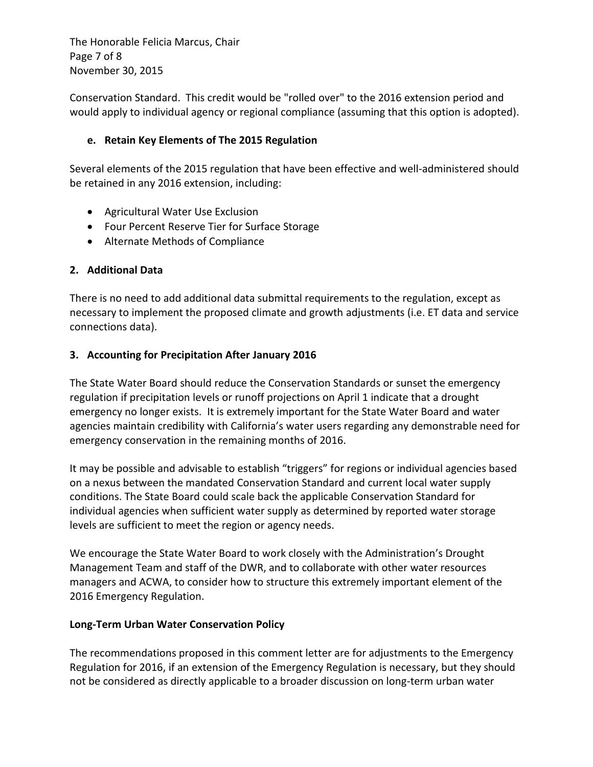Conservation Standard. This credit would be "rolled over" to the 2016 extension period and would apply to individual agency or regional compliance (assuming that this option is adopted).

### e. Retain Key Elements of The 2015 Regulation

Several elements of the 2015 regulation that have been effective and well-administered should be retained in any 2016 extension, including:

- Agricultural Water Use Exclusion
- Four Percent Reserve Tier for Surface Storage
- Alternate Methods of Compliance

## 2. Additional Data

There is no need to add additional data submittal requirements to the regulation, except as necessary to implement the proposed climate and growth adjustments (i.e. ET data and service connections data).

## 3. Accounting for Precipitation After January 2016

The State Water Board should reduce the Conservation Standards or sunset the emergency regulation if precipitation levels or runoff projections on April 1 indicate that a drought emergency no longer exists. It is extremely important for the State Water Board and water agencies maintain credibility with California's water users regarding any demonstrable need for emergency conservation in the remaining months of 2016.

It may be possible and advisable to establish "triggers" for regions or individual agencies based on a nexus between the mandated Conservation Standard and current local water supply conditions. The State Board could scale back the applicable Conservation Standard for individual agencies when sufficient water supply as determined by reported water storage levels are sufficient to meet the region or agency needs.

We encourage the State Water Board to work closely with the Administration's Drought Management Team and staff of the DWR, and to collaborate with other water resources managers and ACWA, to consider how to structure this extremely important element of the 2016 Emergency Regulation.

## Long-Term Urban Water Conservation Policy

The recommendations proposed in this comment letter are for adjustments to the Emergency Regulation for 2016, if an extension of the Emergency Regulation is necessary, but they should not be considered as directly applicable to a broader discussion on long-term urban water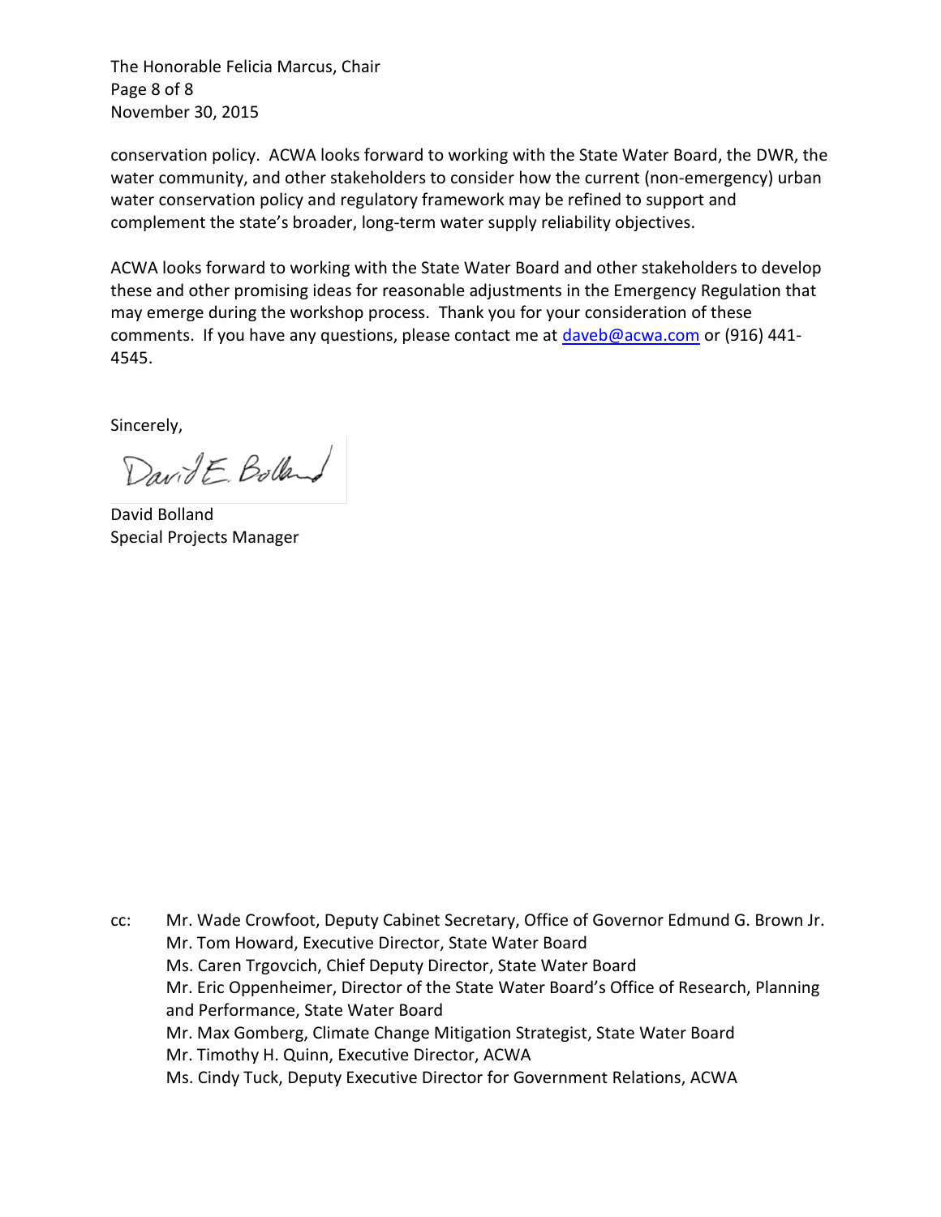conservation policy. ACWA looks forward to working with the State Water Board, the DWR, the water community, and other stakeholders to consider how the current (non-emergency) urban water conservation policy and regulatory framework may be refined to support and complement the state's broader, long-term water supply reliability objectives.

ACWA looks forward to working with the State Water Board and other stakeholders to develop these and other promising ideas for reasonable adjustments in the Emergency Regulation that may emerge during the workshop process. Thank you for your consideration of these comments. If you have any questions, please contact me at daveb@acwa.com or (916) 441-4545.

Sincerely,

David E. Bolland

David Bolland
Special Projects Manager

cc: Mr. Wade Crowfoot, Deputy Cabinet Secretary, Office of Governor Edmund G. Brown Jr.
Mr. Tom Howard, Executive Director, State Water Board
Ms. Caren Trgovcich, Chief Deputy Director, State Water Board
Mr. Eric Oppenheimer, Director of the State Water Board's Office of Research, Planning and Performance, State Water Board
Mr. Max Gomberg, Climate Change Mitigation Strategist, State Water Board
Mr. Timothy H. Quinn, Executive Director, ACWA
Ms. Cindy Tuck, Deputy Executive Director for Government Relations, ACWA